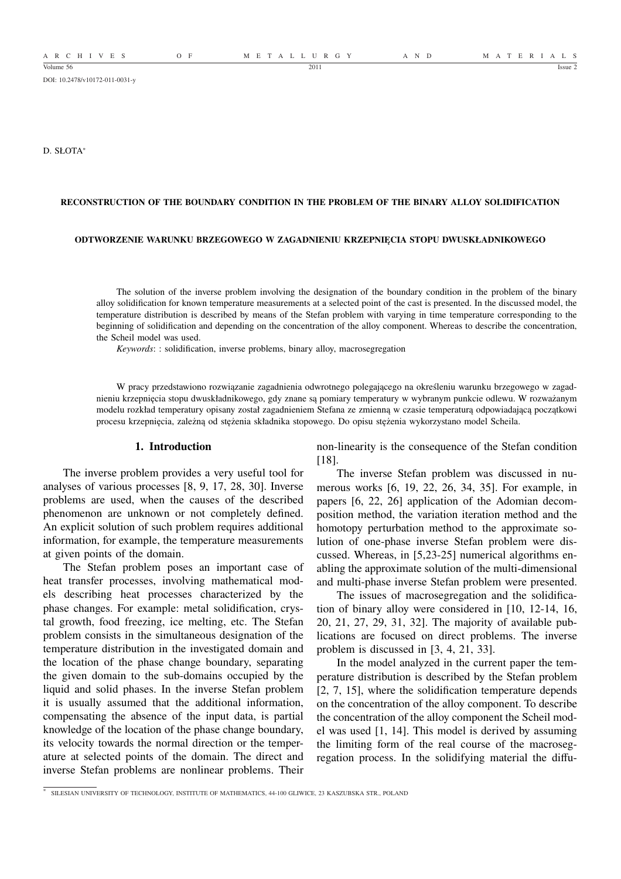DOI: 10.2478/v10172-011-0031-y

D. SŁOTA*

# RECONSTRUCTION OF THE BOUNDARY CONDITION IN THE PROBLEM OF THE BINARY ALLOY SOLIDIFICATION

## ODTWORZENIE WARUNKU BRZEGOWEGO W ZAGADNIENIU KRZEPNIĘCIA STOPU DWUSKŁADNIKOWEGO

The solution of the inverse problem involving the designation of the boundary condition in the problem of the binary alloy solidification for known temperature measurements at a selected point of the cast is presented. In the discussed model, the temperature distribution is described by means of the Stefan problem with varying in time temperature corresponding to the beginning of solidification and depending on the concentration of the alloy component. Whereas to describe the concentration, the Scheil model was used.

*Keywords*: : solidification, inverse problems, binary alloy, macrosegregation

W pracy przedstawiono rozwiązanie zagadnienia odwrotnego polegającego na określeniu warunku brzegowego w zagadnieniu krzepnięcia stopu dwuskładnikowego, gdy znane są pomiary temperatury w wybranym punkcie odlewu. W rozważanym modelu rozkład temperatury opisany został zagadnieniem Stefana ze zmienną w czasie temperaturą odpowiadającą początkowi procesu krzepnięcia, zależną od stężenia składnika stopowego. Do opisu stężenia wykorzystano model Scheila.

## 1. Introduction

The inverse problem provides a very useful tool for analyses of various processes [8, 9, 17, 28, 30]. Inverse problems are used, when the causes of the described phenomenon are unknown or not completely defined. An explicit solution of such problem requires additional information, for example, the temperature measurements at given points of the domain.

The Stefan problem poses an important case of heat transfer processes, involving mathematical models describing heat processes characterized by the phase changes. For example: metal solidification, crystal growth, food freezing, ice melting, etc. The Stefan problem consists in the simultaneous designation of the temperature distribution in the investigated domain and the location of the phase change boundary, separating the given domain to the sub-domains occupied by the liquid and solid phases. In the inverse Stefan problem it is usually assumed that the additional information, compensating the absence of the input data, is partial knowledge of the location of the phase change boundary, its velocity towards the normal direction or the temperature at selected points of the domain. The direct and inverse Stefan problems are nonlinear problems. Their non-linearity is the consequence of the Stefan condition [18].

The inverse Stefan problem was discussed in numerous works [6, 19, 22, 26, 34, 35]. For example, in papers [6, 22, 26] application of the Adomian decomposition method, the variation iteration method and the homotopy perturbation method to the approximate solution of one-phase inverse Stefan problem were discussed. Whereas, in [5,23-25] numerical algorithms enabling the approximate solution of the multi-dimensional and multi-phase inverse Stefan problem were presented.

The issues of macrosegregation and the solidification of binary alloy were considered in [10, 12-14, 16, 20, 21, 27, 29, 31, 32]. The majority of available publications are focused on direct problems. The inverse problem is discussed in [3, 4, 21, 33].

In the model analyzed in the current paper the temperature distribution is described by the Stefan problem [2, 7, 15], where the solidification temperature depends on the concentration of the alloy component. To describe the concentration of the alloy component the Scheil model was used [1, 14]. This model is derived by assuming the limiting form of the real course of the macrosegregation process. In the solidifying material the diffu-

---

* SILESIAN UNIVERSITY OF TECHNOLOGY, INSTITUTE OF MATHEMATICS, 44-100 GLIWICE, 23 KASZUBSKA STR., POLAND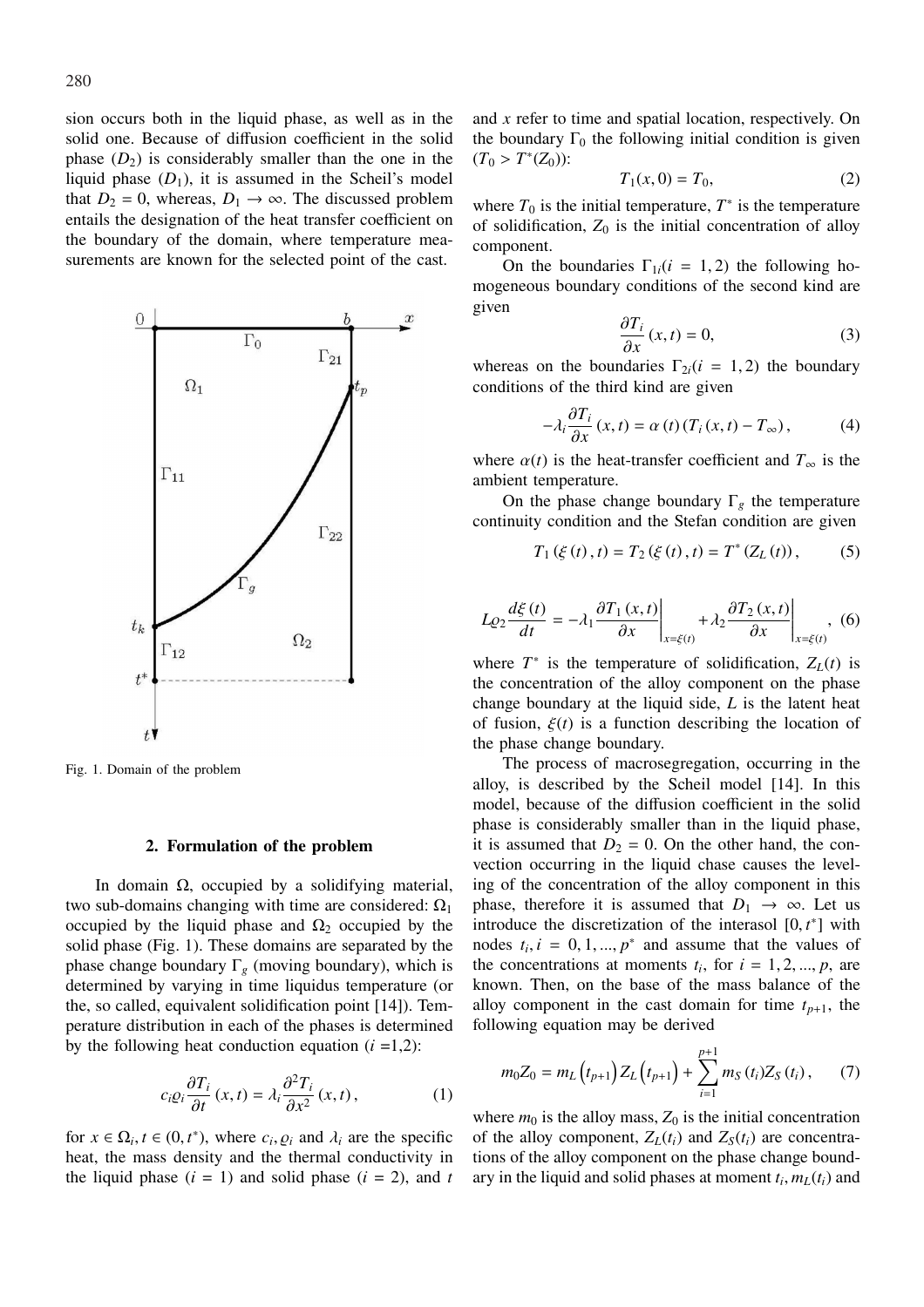sion occurs both in the liquid phase, as well as in the solid one. Because of diffusion coefficient in the solid phase ($D_2$) is considerably smaller than the one in the liquid phase ($D_1$), it is assumed in the Scheil's model that $D_2 = 0$, whereas, $D_1 \to \infty$. The discussed problem entails the designation of the heat transfer coefficient on the boundary of the domain, where temperature measurements are known for the selected point of the cast.

Fig. 1. Domain of the problem

## 2. Formulation of the problem

In domain $\Omega$, occupied by a solidifying material, two sub-domains changing with time are considered: $\Omega_1$ occupied by the liquid phase and $\Omega_2$ occupied by the solid phase (Fig. 1). These domains are separated by the phase change boundary $\Gamma_g$ (moving boundary), which is determined by varying in time liquidus temperature (or the, so called, equivalent solidification point [14]). Temperature distribution in each of the phases is determined by the following heat conduction equation ($i$ =1,2):

$$c_i \varrho_i \frac{\partial T_i}{\partial t}(x,t) = \lambda_i \frac{\partial^2 T_i}{\partial x^2}(x,t), \tag{1}$$

for $x \in \Omega_i, t \in (0, t^*)$, where $c_i, \varrho_i$ and $\lambda_i$ are the specific heat, the mass density and the thermal conductivity in the liquid phase ($i = 1$) and solid phase ($i = 2$), and $t$ and $x$ refer to time and spatial location, respectively. On the boundary $\Gamma_0$ the following initial condition is given ($T_0 > T^*(Z_0)$):

$$T_1(x, 0) = T_0, \tag{2}$$

where $T_0$ is the initial temperature, $T^*$ is the temperature of solidification, $Z_0$ is the initial concentration of alloy component.

On the boundaries $\Gamma_{1i}(i = 1, 2)$ the following homogeneous boundary conditions of the second kind are given

$$\frac{\partial T_i}{\partial x}(x,t) = 0, \tag{3}$$

whereas on the boundaries $\Gamma_{2i}(i = 1, 2)$ the boundary conditions of the third kind are given

$$-\lambda_i \frac{\partial T_i}{\partial x}(x,t) = \alpha(t)(T_i(x,t) - T_\infty), \tag{4}$$

where $\alpha(t)$ is the heat-transfer coefficient and $T_\infty$ is the ambient temperature.

On the phase change boundary $\Gamma_g$ the temperature continuity condition and the Stefan condition are given

$$T_1(\xi(t), t) = T_2(\xi(t), t) = T^*(Z_L(t)), \tag{5}$$

$$L\varrho_2 \frac{d\xi(t)}{dt} = -\lambda_1 \left.\frac{\partial T_1(x,t)}{\partial x}\right|_{x=\xi(t)} + \lambda_2 \left.\frac{\partial T_2(x,t)}{\partial x}\right|_{x=\xi(t)}, \tag{6}$$

where $T^*$ is the temperature of solidification, $Z_L(t)$ is the concentration of the alloy component on the phase change boundary at the liquid side, $L$ is the latent heat of fusion, $\xi(t)$ is a function describing the location of the phase change boundary.

The process of macrosegregation, occurring in the alloy, is described by the Scheil model [14]. In this model, because of the diffusion coefficient in the solid phase is considerably smaller than in the liquid phase, it is assumed that $D_2 = 0$. On the other hand, the convection occurring in the liquid chase causes the leveling of the concentration of the alloy component in this phase, therefore it is assumed that $D_1 \to \infty$. Let us introduce the discretization of the interasol $[0, t^*]$ with nodes $t_i, i = 0, 1, ..., p^*$ and assume that the values of the concentrations at moments $t_i$, for $i = 1, 2, ..., p$, are known. Then, on the base of the mass balance of the alloy component in the cast domain for time $t_{p+1}$, the following equation may be derived

$$m_0 Z_0 = m_L(t_{p+1}) Z_L(t_{p+1}) + \sum_{i=1}^{p+1} m_S(t_i) Z_S(t_i), \tag{7}$$

where $m_0$ is the alloy mass, $Z_0$ is the initial concentration of the alloy component, $Z_L(t_i)$ and $Z_S(t_i)$ are concentrations of the alloy component on the phase change boundary in the liquid and solid phases at moment $t_i$, $m_L(t_i)$ and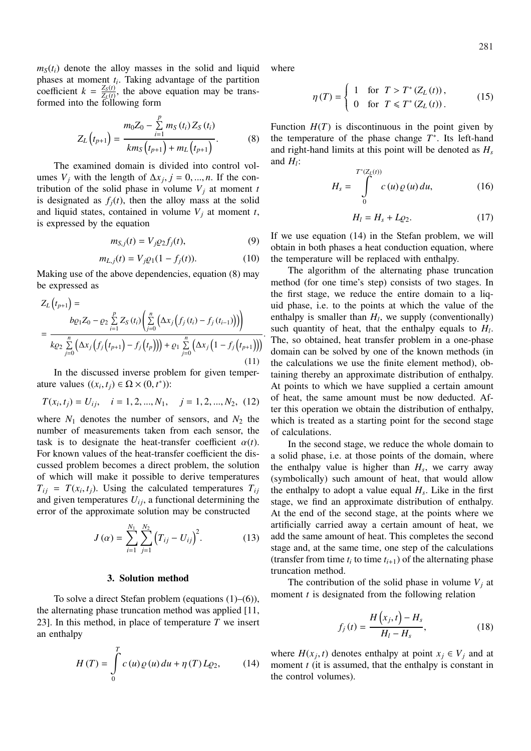$m_S(t_i)$ denote the alloy masses in the solid and liquid phases at moment $t_i$. Taking advantage of the partition coefficient $k = \frac{Z_S(t)}{Z_L(t)}$, the above equation may be transformed into the following form

$$Z_L\left(t_{p+1}\right) = \frac{m_0 Z_0 - \sum\limits_{i=1}^{p} m_S(t_i) Z_S(t_i)}{k m_S\left(t_{p+1}\right) + m_L\left(t_{p+1}\right)}. \tag{8}$$

The examined domain is divided into control volumes $V_j$ with the length of $\Delta x_j$, $j = 0, ..., n$. If the contribution of the solid phase in volume $V_j$ at moment $t$ is designated as $f_j(t)$, then the alloy mass at the solid and liquid states, contained in volume $V_j$ at moment $t$, is expressed by the equation

$$m_{S,j}(t) = V_j \varrho_2 f_j(t), \tag{9}$$

$$m_{L,j}(t) = V_j \varrho_1 (1 - f_j(t)). \tag{10}$$

Making use of the above dependencies, equation (8) may be expressed as

$$Z_L\left(t_{p+1}\right) = \\ = \frac{b\varrho_1 Z_0 - \varrho_2 \sum\limits_{i=1}^{p} Z_S(t_i)\left(\sum\limits_{j=0}^{n}\left(\Delta x_j\left(f_j(t_i) - f_j(t_{i-1})\right)\right)\right)}{k\varrho_2 \sum\limits_{j=0}^{n}\left(\Delta x_j\left(f_j\left(t_{p+1}\right) - f_j\left(t_p\right)\right)\right) + \varrho_1 \sum\limits_{j=0}^{n}\left(\Delta x_j\left(1 - f_j\left(t_{p+1}\right)\right)\right)}. \tag{11}$$

In the discussed inverse problem for given temperature values $((x_i, t_j) \in \Omega \times (0, t^*))$:

$$T(x_i, t_j) = U_{ij}, \quad i = 1, 2, ..., N_1, \quad j = 1, 2, ..., N_2, \tag{12}$$

where $N_1$ denotes the number of sensors, and $N_2$ the number of measurements taken from each sensor, the task is to designate the heat-transfer coefficient $\alpha(t)$. For known values of the heat-transfer coefficient the discussed problem becomes a direct problem, the solution of which will make it possible to derive temperatures $T_{ij} = T(x_i, t_j)$. Using the calculated temperatures $T_{ij}$ and given temperatures $U_{ij}$, a functional determining the error of the approximate solution may be constructed

$$J(\alpha) = \sum_{i=1}^{N_1}\sum_{j=1}^{N_2}\left(T_{ij} - U_{ij}\right)^2. \tag{13}$$

## 3. Solution method

To solve a direct Stefan problem (equations (1)–(6)), the alternating phase truncation method was applied [11, 23]. In this method, in place of temperature $T$ we insert an enthalpy

$$H(T) = \int_0^T c(u)\varrho(u)\,du + \eta(T) L\varrho_2, \tag{14}$$

where

$$\eta(T) = \begin{cases} 1 & \text{for } T > T^*(Z_L(t)), \\ 0 & \text{for } T \leqslant T^*(Z_L(t)). \end{cases} \tag{15}$$

Function $H(T)$ is discontinuous in the point given by the temperature of the phase change $T^*$. Its left-hand and right-hand limits at this point will be denoted as $H_s$ and $H_l$:

$$H_s = \int_0^{T^*(Z_L(t))} c(u)\varrho(u)\,du, \tag{16}$$

$$H_l = H_s + L\varrho_2. \tag{17}$$

If we use equation (14) in the Stefan problem, we will obtain in both phases a heat conduction equation, where the temperature will be replaced with enthalpy.

The algorithm of the alternating phase truncation method (for one time's step) consists of two stages. In the first stage, we reduce the entire domain to a liquid phase, i.e. to the points at which the value of the enthalpy is smaller than $H_l$, we supply (conventionally) such quantity of heat, that the enthalpy equals to $H_l$. The, so obtained, heat transfer problem in a one-phase domain can be solved by one of the known methods (in the calculations we use the finite element method), obtaining thereby an approximate distribution of enthalpy. At points to which we have supplied a certain amount of heat, the same amount must be now deducted. After this operation we obtain the distribution of enthalpy, which is treated as a starting point for the second stage of calculations.

In the second stage, we reduce the whole domain to a solid phase, i.e. at those points of the domain, where the enthalpy value is higher than $H_s$, we carry away (symbolically) such amount of heat, that would allow the enthalpy to adopt a value equal $H_s$. Like in the first stage, we find an approximate distribution of enthalpy. At the end of the second stage, at the points where we artificially carried away a certain amount of heat, we add the same amount of heat. This completes the second stage and, at the same time, one step of the calculations (transfer from time $t_i$ to time $t_{i+1}$) of the alternating phase truncation method.

The contribution of the solid phase in volume $V_j$ at moment $t$ is designated from the following relation

$$f_j(t) = \frac{H\left(x_j, t\right) - H_s}{H_l - H_s}, \tag{18}$$

where $H(x_j, t)$ denotes enthalpy at point $x_j \in V_j$ and at moment $t$ (it is assumed, that the enthalpy is constant in the control volumes).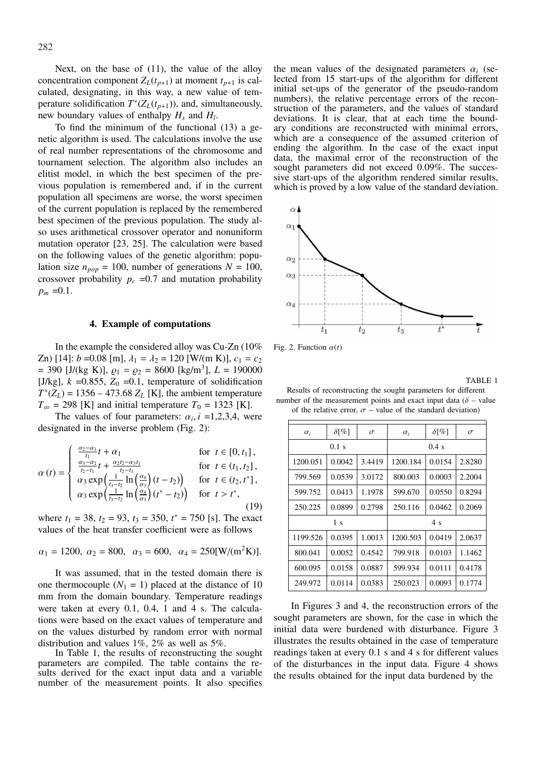Next, on the base of (11), the value of the alloy concentration component $Z_L(t_{p+1})$ at moment $t_{p+1}$ is calculated, designating, in this way, a new value of temperature solidification $T^*(Z_L(t_{p+1}))$, and, simultaneously, new boundary values of enthalpy $H_s$ and $H_l$.

To find the minimum of the functional (13) a genetic algorithm is used. The calculations involve the use of real number representations of the chromosome and tournament selection. The algorithm also includes an elitist model, in which the best specimen of the previous population is remembered and, if in the current population all specimens are worse, the worst specimen of the current population is replaced by the remembered best specimen of the previous population. The study also uses arithmetical crossover operator and nonuniform mutation operator [23, 25]. The calculation were based on the following values of the genetic algorithm: population size $n_{pop} = 100$, number of generations $N = 100$, crossover probability $p_c = 0.7$ and mutation probability $p_m = 0.1$.

## 4. Example of computations

In the example the considered alloy was Cu-Zn (10% Zn) [14]: $b = 0.08$ [m], $\lambda_1 = \lambda_2 = 120$ [W/(m K)], $c_1 = c_2 = 390$ [J/(kg K)], $\varrho_1 = \varrho_2 = 8600$ [kg/m$^3$], $L = 190000$ [J/kg], $k = 0.855$, $Z_0 = 0.1$, temperature of solidification $T^*(Z_L) = 1356 - 473.68\, Z_L$ [K], the ambient temperature $T_\infty = 298$ [K] and initial temperature $T_0 = 1323$ [K].

The values of four parameters: $\alpha_i, i = 1,2,3,4$, were designated in the inverse problem (Fig. 2):

$$\alpha(t) = \begin{cases} \frac{\alpha_2-\alpha_1}{t_1}t + \alpha_1 & \text{for } t \in [0, t_1], \\ \frac{\alpha_3-\alpha_2}{t_2-t_1}t + \frac{\alpha_2 t_2 - \alpha_3 t_1}{t_2-t_1} & \text{for } t \in (t_1, t_2], \\ \alpha_3 \exp\left(\frac{1}{t_3-t_2}\ln\left(\frac{\alpha_4}{\alpha_3}\right)(t-t_2)\right) & \text{for } t \in (t_2, t^*], \\ \alpha_3 \exp\left(\frac{1}{t_3-t_2}\ln\left(\frac{\alpha_4}{\alpha_3}\right)(t^*-t_2)\right) & \text{for } t > t^*, \end{cases} \tag{19}$$

where $t_1 = 38$, $t_2 = 93$, $t_3 = 350$, $t^* = 750$ [s]. The exact values of the heat transfer coefficient were as follows

$$\alpha_1 = 1200,\ \alpha_2 = 800,\ \ \alpha_3 = 600,\ \ \alpha_4 = 250[\text{W}/(\text{m}^2\text{K})].$$

It was assumed, that in the tested domain there is one thermocouple ($N_1 = 1$) placed at the distance of 10 mm from the domain boundary. Temperature readings were taken at every 0.1, 0.4, 1 and 4 s. The calculations were based on the exact values of temperature and on the values disturbed by random error with normal distribution and values 1%, 2% as well as 5%.

In Table 1, the results of reconstructing the sought parameters are compiled. The table contains the results derived for the exact input data and a variable number of the measurement points. It also specifies the mean values of the designated parameters $\alpha_i$ (selected from 15 start-ups of the algorithm for different initial set-ups of the generator of the pseudo-random numbers), the relative percentage errors of the reconstruction of the parameters, and the values of standard deviations. It is clear, that at each time the boundary conditions are reconstructed with minimal errors, which are a consequence of the assumed criterion of ending the algorithm. In the case of the exact input data, the maximal error of the reconstruction of the sought parameters did not exceed 0.09%. The successive start-ups of the algorithm rendered similar results, which is proved by a low value of the standard deviation.

Fig. 2. Function $\alpha(t)$

TABLE 1

Results of reconstructing the sought parameters for different number of the measurement points and exact input data ($\delta$ – value of the relative error, $\sigma$ – value of the standard deviation)

| $\alpha_i$ | $\delta$[%] | $\sigma$ | $\alpha_i$ | $\delta$[%] | $\sigma$ |
|---|---|---|---|---|---|
| 0.1 s | | | 0.4 s | | |
| 1200.051 | 0.0042 | 3.4419 | 1200.184 | 0.0154 | 2.8280 |
| 799.569 | 0.0539 | 3.0172 | 800.003 | 0.0003 | 2.2004 |
| 599.752 | 0.0413 | 1.1978 | 599.670 | 0.0550 | 0.8294 |
| 250.225 | 0.0899 | 0.2798 | 250.116 | 0.0462 | 0.2069 |
| 1 s | | | 4 s | | |
| 1199.526 | 0.0395 | 1.0013 | 1200.503 | 0.0419 | 2.0637 |
| 800.041 | 0.0052 | 0.4542 | 799.918 | 0.0103 | 1.1462 |
| 600.095 | 0.0158 | 0.0887 | 599.934 | 0.0111 | 0.4178 |
| 249.972 | 0.0114 | 0.0383 | 250.023 | 0.0093 | 0.1774 |

In Figures 3 and 4, the reconstruction errors of the sought parameters are shown, for the case in which the initial data were burdened with disturbance. Figure 3 illustrates the results obtained in the case of temperature readings taken at every 0.1 s and 4 s for different values of the disturbances in the input data. Figure 4 shows the results obtained for the input data burdened by the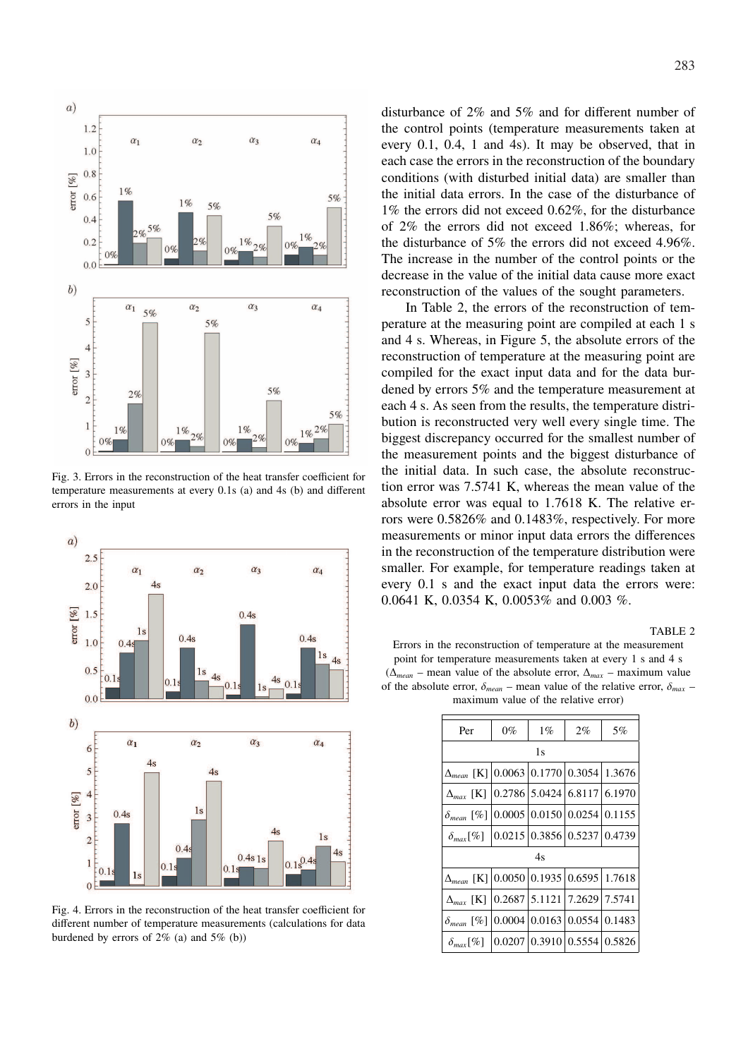Fig. 3. Errors in the reconstruction of the heat transfer coefficient for temperature measurements at every 0.1s (a) and 4s (b) and different errors in the input

Fig. 4. Errors in the reconstruction of the heat transfer coefficient for different number of temperature measurements (calculations for data burdened by errors of 2% (a) and 5% (b))

disturbance of 2% and 5% and for different number of the control points (temperature measurements taken at every 0.1, 0.4, 1 and 4s). It may be observed, that in each case the errors in the reconstruction of the boundary conditions (with disturbed initial data) are smaller than the initial data errors. In the case of the disturbance of 1% the errors did not exceed 0.62%, for the disturbance of 2% the errors did not exceed 1.86%; whereas, for the disturbance of 5% the errors did not exceed 4.96%. The increase in the number of the control points or the decrease in the value of the initial data cause more exact reconstruction of the values of the sought parameters.

In Table 2, the errors of the reconstruction of temperature at the measuring point are compiled at each 1 s and 4 s. Whereas, in Figure 5, the absolute errors of the reconstruction of temperature at the measuring point are compiled for the exact input data and for the data burdened by errors 5% and the temperature measurement at each 4 s. As seen from the results, the temperature distribution is reconstructed very well every single time. The biggest discrepancy occurred for the smallest number of the measurement points and the biggest disturbance of the initial data. In such case, the absolute reconstruction error was 7.5741 K, whereas the mean value of the absolute error was equal to 1.7618 K. The relative errors were 0.5826% and 0.1483%, respectively. For more measurements or minor input data errors the differences in the reconstruction of the temperature distribution were smaller. For example, for temperature readings taken at every 0.1 s and the exact input data the errors were: 0.0641 K, 0.0354 K, 0.0053% and 0.003 %.

TABLE 2

Errors in the reconstruction of temperature at the measurement point for temperature measurements taken at every 1 s and 4 s ($\Delta_{mean}$ – mean value of the absolute error, $\Delta_{max}$ – maximum value of the absolute error, $\delta_{mean}$ – mean value of the relative error, $\delta_{max}$ – maximum value of the relative error)

| Per | 0% | 1% | 2% | 5% |
|---|---|---|---|---|
| 1s | | | | |
| $\Delta_{mean}$ [K] | 0.0063 | 0.1770 | 0.3054 | 1.3676 |
| $\Delta_{max}$ [K] | 0.2786 | 5.0424 | 6.8117 | 6.1970 |
| $\delta_{mean}$ [%] | 0.0005 | 0.0150 | 0.0254 | 0.1155 |
| $\delta_{max}$[%] | 0.0215 | 0.3856 | 0.5237 | 0.4739 |
| 4s | | | | |
| $\Delta_{mean}$ [K] | 0.0050 | 0.1935 | 0.6595 | 1.7618 |
| $\Delta_{max}$ [K] | 0.2687 | 5.1121 | 7.2629 | 7.5741 |
| $\delta_{mean}$ [%] | 0.0004 | 0.0163 | 0.0554 | 0.1483 |
| $\delta_{max}$[%] | 0.0207 | 0.3910 | 0.5554 | 0.5826 |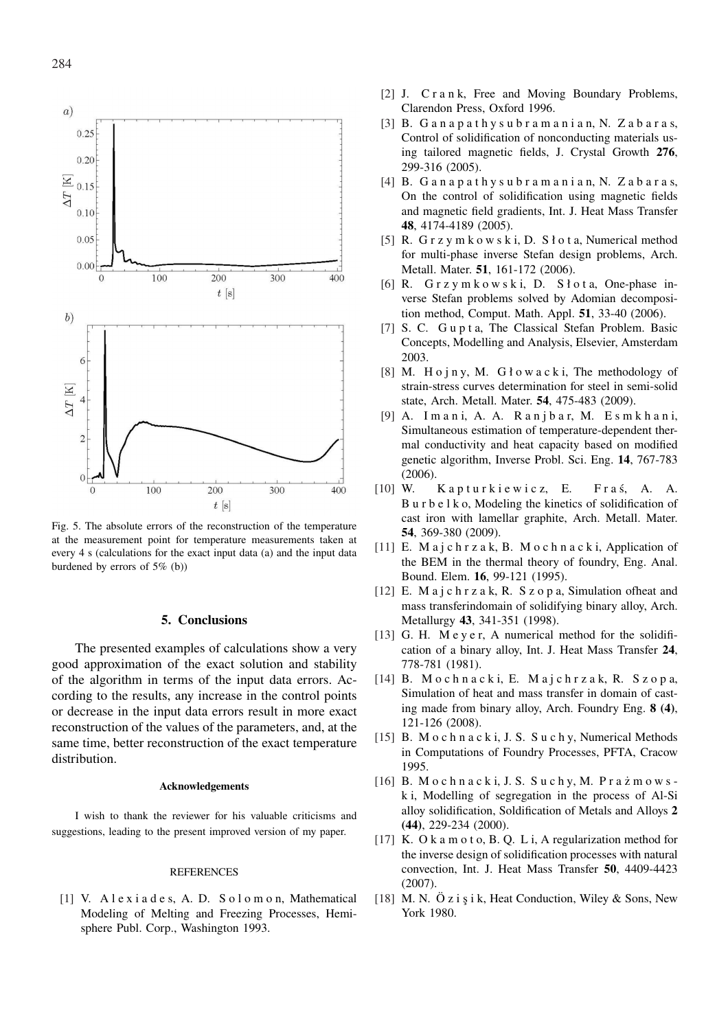Fig. 5. The absolute errors of the reconstruction of the temperature at the measurement point for temperature measurements taken at every 4 s (calculations for the exact input data (a) and the input data burdened by errors of 5% (b))

## 5. Conclusions

The presented examples of calculations show a very good approximation of the exact solution and stability of the algorithm in terms of the input data errors. According to the results, any increase in the control points or decrease in the input data errors result in more exact reconstruction of the values of the parameters, and, at the same time, better reconstruction of the exact temperature distribution.

#### Acknowledgements

I wish to thank the reviewer for his valuable criticisms and suggestions, leading to the present improved version of my paper.

#### REFERENCES

[1] V. Alexiades, A. D. Solomon, Mathematical Modeling of Melting and Freezing Processes, Hemisphere Publ. Corp., Washington 1993.

[2] J. Crank, Free and Moving Boundary Problems, Clarendon Press, Oxford 1996.

[3] B. Ganapathysubramanian, N. Zabaras, Control of solidification of nonconducting materials using tailored magnetic fields, J. Crystal Growth **276**, 299-316 (2005).

[4] B. Ganapathysubramanian, N. Zabaras, On the control of solidification using magnetic fields and magnetic field gradients, Int. J. Heat Mass Transfer **48**, 4174-4189 (2005).

[5] R. Grzymkowski, D. Słota, Numerical method for multi-phase inverse Stefan design problems, Arch. Metall. Mater. **51**, 161-172 (2006).

[6] R. Grzymkowski, D. Słota, One-phase inverse Stefan problems solved by Adomian decomposition method, Comput. Math. Appl. **51**, 33-40 (2006).

[7] S. C. Gupta, The Classical Stefan Problem. Basic Concepts, Modelling and Analysis, Elsevier, Amsterdam 2003.

[8] M. Hojny, M. Głowacki, The methodology of strain-stress curves determination for steel in semi-solid state, Arch. Metall. Mater. **54**, 475-483 (2009).

[9] A. Imani, A. A. Ranjbar, M. Esmkhani, Simultaneous estimation of temperature-dependent thermal conductivity and heat capacity based on modified genetic algorithm, Inverse Probl. Sci. Eng. **14**, 767-783 (2006).

[10] W. Kapturkiewicz, E. Fraś, A. A. Burbelko, Modeling the kinetics of solidification of cast iron with lamellar graphite, Arch. Metall. Mater. **54**, 369-380 (2009).

[11] E. Majchrzak, B. Mochnacki, Application of the BEM in the thermal theory of foundry, Eng. Anal. Bound. Elem. **16**, 99-121 (1995).

[12] E. Majchrzak, R. Szopa, Simulation ofheat and mass transferindomain of solidifying binary alloy, Arch. Metallurgy **43**, 341-351 (1998).

[13] G. H. Meyer, A numerical method for the solidification of a binary alloy, Int. J. Heat Mass Transfer **24**, 778-781 (1981).

[14] B. Mochnacki, E. Majchrzak, R. Szopa, Simulation of heat and mass transfer in domain of casting made from binary alloy, Arch. Foundry Eng. **8 (4)**, 121-126 (2008).

[15] B. Mochnacki, J. S. Suchy, Numerical Methods in Computations of Foundry Processes, PFTA, Cracow 1995.

[16] B. Mochnacki, J. S. Suchy, M. Prażmowski, Modelling of segregation in the process of Al-Si alloy solidification, Soldification of Metals and Alloys **2 (44)**, 229-234 (2000).

[17] K. Okamoto, B. Q. Li, A regularization method for the inverse design of solidification processes with natural convection, Int. J. Heat Mass Transfer **50**, 4409-4423 (2007).

[18] M. N. Özişik, Heat Conduction, Wiley & Sons, New York 1980.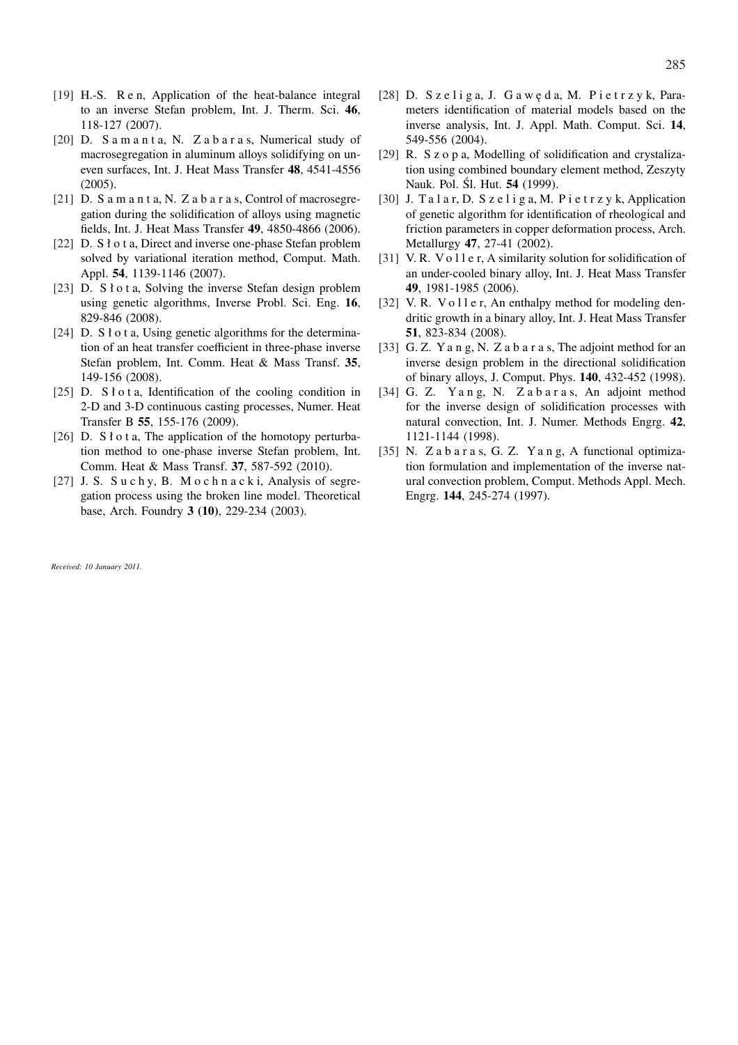[19] H.-S. R e n, Application of the heat-balance integral to an inverse Stefan problem, Int. J. Therm. Sci. **46**, 118-127 (2007).

[20] D. S a m a n t a, N. Z a b a r a s, Numerical study of macrosegregation in aluminum alloys solidifying on uneven surfaces, Int. J. Heat Mass Transfer **48**, 4541-4556 (2005).

[21] D. S a m a n t a, N. Z a b a r a s, Control of macrosegregation during the solidification of alloys using magnetic fields, Int. J. Heat Mass Transfer **49**, 4850-4866 (2006).

[22] D. S ł o t a, Direct and inverse one-phase Stefan problem solved by variational iteration method, Comput. Math. Appl. **54**, 1139-1146 (2007).

[23] D. S ł o t a, Solving the inverse Stefan design problem using genetic algorithms, Inverse Probl. Sci. Eng. **16**, 829-846 (2008).

[24] D. S ł o t a, Using genetic algorithms for the determination of an heat transfer coefficient in three-phase inverse Stefan problem, Int. Comm. Heat & Mass Transf. **35**, 149-156 (2008).

[25] D. S ł o t a, Identification of the cooling condition in 2-D and 3-D continuous casting processes, Numer. Heat Transfer B **55**, 155-176 (2009).

[26] D. S ł o t a, The application of the homotopy perturbation method to one-phase inverse Stefan problem, Int. Comm. Heat & Mass Transf. **37**, 587-592 (2010).

[27] J. S. S u c h y, B. M o c h n a c k i, Analysis of segregation process using the broken line model. Theoretical base, Arch. Foundry **3 (10)**, 229-234 (2003).

[28] D. S z e l i g a, J. G a w ę d a, M. P i e t r z y k, Parameters identification of material models based on the inverse analysis, Int. J. Appl. Math. Comput. Sci. **14**, 549-556 (2004).

[29] R. S z o p a, Modelling of solidification and crystalization using combined boundary element method, Zeszyty Nauk. Pol. Śl. Hut. **54** (1999).

[30] J. T a l a r, D. S z e l i g a, M. P i e t r z y k, Application of genetic algorithm for identification of rheological and friction parameters in copper deformation process, Arch. Metallurgy **47**, 27-41 (2002).

[31] V. R. V o l l e r, A similarity solution for solidification of an under-cooled binary alloy, Int. J. Heat Mass Transfer **49**, 1981-1985 (2006).

[32] V. R. V o l l e r, An enthalpy method for modeling dendritic growth in a binary alloy, Int. J. Heat Mass Transfer **51**, 823-834 (2008).

[33] G. Z. Y a n g, N. Z a b a r a s, The adjoint method for an inverse design problem in the directional solidification of binary alloys, J. Comput. Phys. **140**, 432-452 (1998).

[34] G. Z. Y a n g, N. Z a b a r a s, An adjoint method for the inverse design of solidification processes with natural convection, Int. J. Numer. Methods Engrg. **42**, 1121-1144 (1998).

[35] N. Z a b a r a s, G. Z. Y a n g, A functional optimization formulation and implementation of the inverse natural convection problem, Comput. Methods Appl. Mech. Engrg. **144**, 245-274 (1997).

*Received: 10 January 2011.*